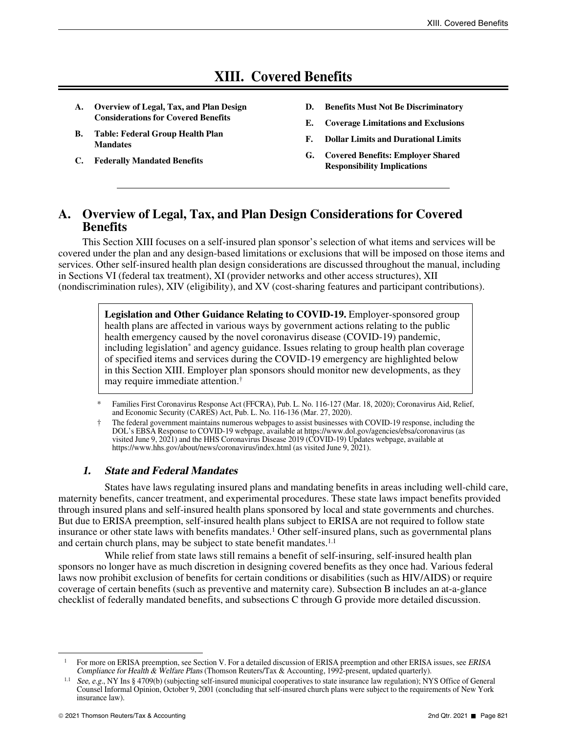# XIII. Covered Benefits

- **A. Overview of Legal, Tax, and Plan Design Considerations for Covered Benefits**
- **B. Table: Federal Group Health Plan Mandates**
- **C. Federally Mandated Benefits**
- **D. Benefits Must Not Be Discriminatory**
- **E. Coverage Limitations and Exclusions**
- **F. Dollar Limits and Durational Limits**
- **G. Covered Benefits: Employer Shared Responsibility Implications**

---

## A. Overview of Legal, Tax, and Plan Design Considerations for Covered Benefits

This Section XIII focuses on a self-insured plan sponsor's selection of what items and services will be covered under the plan and any design-based limitations or exclusions that will be imposed on those items and services. Other self-insured health plan design considerations are discussed throughout the manual, including in Sections VI (federal tax treatment), XI (provider networks and other access structures), XII (nondiscrimination rules), XIV (eligibility), and XV (cost-sharing features and participant contributions).

> **Legislation and Other Guidance Relating to COVID-19.** Employer-sponsored group health plans are affected in various ways by government actions relating to the public health emergency caused by the novel coronavirus disease (COVID-19) pandemic, including legislation[*] and agency guidance. Issues relating to group health plan coverage of specified items and services during the COVID-19 emergency are highlighted below in this Section XIII. Employer plan sponsors should monitor new developments, as they may require immediate attention.[†]

\* Families First Coronavirus Response Act (FFCRA), Pub. L. No. 116-127 (Mar. 18, 2020); Coronavirus Aid, Relief, and Economic Security (CARES) Act, Pub. L. No. 116-136 (Mar. 27, 2020).

† The federal government maintains numerous webpages to assist businesses with COVID-19 response, including the DOL's EBSA Response to COVID-19 webpage, available at https://www.dol.gov/agencies/ebsa/coronavirus (as visited June 9, 2021) and the HHS Coronavirus Disease 2019 (COVID-19) Updates webpage, available at https://www.hhs.gov/about/news/coronavirus/index.html (as visited June 9, 2021).

### *1. State and Federal Mandates*

States have laws regulating insured plans and mandating benefits in areas including well-child care, maternity benefits, cancer treatment, and experimental procedures. These state laws impact benefits provided through insured plans and self-insured health plans sponsored by local and state governments and churches. But due to ERISA preemption, self-insured health plans subject to ERISA are not required to follow state insurance or other state laws with benefits mandates.[1] Other self-insured plans, such as governmental plans and certain church plans, may be subject to state benefit mandates.[1.1]

While relief from state laws still remains a benefit of self-insuring, self-insured health plan sponsors no longer have as much discretion in designing covered benefits as they once had. Various federal laws now prohibit exclusion of benefits for certain conditions or disabilities (such as HIV/AIDS) or require coverage of certain benefits (such as preventive and maternity care). Subsection B includes an at-a-glance checklist of federally mandated benefits, and subsections C through G provide more detailed discussion.

---

[1] For more on ERISA preemption, see Section V. For a detailed discussion of ERISA preemption and other ERISA issues, see *ERISA Compliance for Health & Welfare Plans* (Thomson Reuters/Tax & Accounting, 1992-present, updated quarterly).

[1.1] *See, e.g.*, NY Ins § 4709(b) (subjecting self-insured municipal cooperatives to state insurance law regulation); NYS Office of General Counsel Informal Opinion, October 9, 2001 (concluding that self-insured church plans were subject to the requirements of New York insurance law).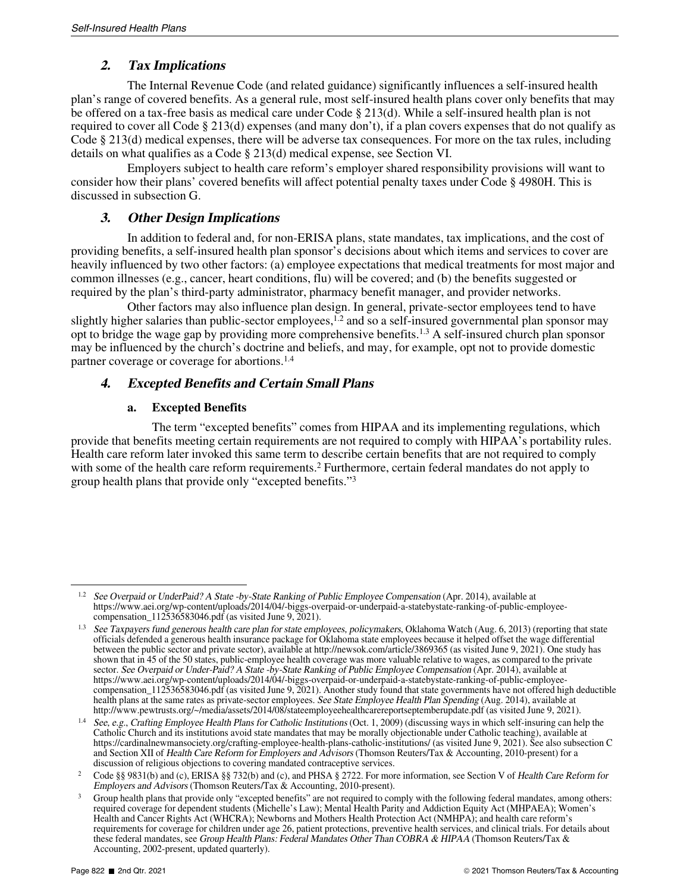### *2. Tax Implications*

The Internal Revenue Code (and related guidance) significantly influences a self-insured health plan's range of covered benefits. As a general rule, most self-insured health plans cover only benefits that may be offered on a tax-free basis as medical care under Code § 213(d). While a self-insured health plan is not required to cover all Code § 213(d) expenses (and many don't), if a plan covers expenses that do not qualify as Code § 213(d) medical expenses, there will be adverse tax consequences. For more on the tax rules, including details on what qualifies as a Code § 213(d) medical expense, see Section VI.

Employers subject to health care reform's employer shared responsibility provisions will want to consider how their plans' covered benefits will affect potential penalty taxes under Code § 4980H. This is discussed in subsection G.

### *3. Other Design Implications*

In addition to federal and, for non-ERISA plans, state mandates, tax implications, and the cost of providing benefits, a self-insured health plan sponsor's decisions about which items and services to cover are heavily influenced by two other factors: (a) employee expectations that medical treatments for most major and common illnesses (e.g., cancer, heart conditions, flu) will be covered; and (b) the benefits suggested or required by the plan's third-party administrator, pharmacy benefit manager, and provider networks.

Other factors may also influence plan design. In general, private-sector employees tend to have slightly higher salaries than public-sector employees,[1.2] and so a self-insured governmental plan sponsor may opt to bridge the wage gap by providing more comprehensive benefits.[1.3] A self-insured church plan sponsor may be influenced by the church's doctrine and beliefs, and may, for example, opt not to provide domestic partner coverage or coverage for abortions.[1.4]

### *4. Excepted Benefits and Certain Small Plans*

#### **a. Excepted Benefits**

The term "excepted benefits" comes from HIPAA and its implementing regulations, which provide that benefits meeting certain requirements are not required to comply with HIPAA's portability rules. Health care reform later invoked this same term to describe certain benefits that are not required to comply with some of the health care reform requirements.[2] Furthermore, certain federal mandates do not apply to group health plans that provide only "excepted benefits."[3]

---

[1.2] *See Overpaid or UnderPaid? A State -by-State Ranking of Public Employee Compensation* (Apr. 2014), available at https://www.aei.org/wp-content/uploads/2014/04/-biggs-overpaid-or-underpaid-a-statebystate-ranking-of-public-employee-compensation_112536583046.pdf (as visited June 9, 2021).

[1.3] *See Taxpayers fund generous health care plan for state employees, policymakers*, Oklahoma Watch (Aug. 6, 2013) (reporting that state officials defended a generous health insurance package for Oklahoma state employees because it helped offset the wage differential between the public sector and private sector), available at http://newsok.com/article/3869365 (as visited June 9, 2021). One study has shown that in 45 of the 50 states, public-employee health coverage was more valuable relative to wages, as compared to the private sector. *See Overpaid or Under-Paid? A State -by-State Ranking of Public Employee Compensation* (Apr. 2014), available at https://www.aei.org/wp-content/uploads/2014/04/-biggs-overpaid-or-underpaid-a-statebystate-ranking-of-public-employee-compensation_112536583046.pdf (as visited June 9, 2021). Another study found that state governments have not offered high deductible health plans at the same rates as private-sector employees. *See State Employee Health Plan Spending* (Aug. 2014), available at http://www.pewtrusts.org/~/media/assets/2014/08/stateemployeehealthcarereportseptemberupdate.pdf (as visited June 9, 2021).

[1.4] *See, e.g., Crafting Employee Health Plans for Catholic Institutions* (Oct. 1, 2009) (discussing ways in which self-insuring can help the Catholic Church and its institutions avoid state mandates that may be morally objectionable under Catholic teaching), available at https://cardinalnewmansociety.org/crafting-employee-health-plans-catholic-institutions/ (as visited June 9, 2021). See also subsection C and Section XII of *Health Care Reform for Employers and Advisors* (Thomson Reuters/Tax & Accounting, 2010-present) for a discussion of religious objections to covering mandated contraceptive services.

[2] Code §§ 9831(b) and (c), ERISA §§ 732(b) and (c), and PHSA § 2722. For more information, see Section V of *Health Care Reform for Employers and Advisors* (Thomson Reuters/Tax & Accounting, 2010-present).

[3] Group health plans that provide only "excepted benefits" are not required to comply with the following federal mandates, among others: required coverage for dependent students (Michelle's Law); Mental Health Parity and Addiction Equity Act (MHPAEA); Women's Health and Cancer Rights Act (WHCRA); Newborns and Mothers Health Protection Act (NMHPA); and health care reform's requirements for coverage for children under age 26, patient protections, preventive health services, and clinical trials. For details about these federal mandates, see *Group Health Plans: Federal Mandates Other Than COBRA & HIPAA* (Thomson Reuters/Tax & Accounting, 2002-present, updated quarterly).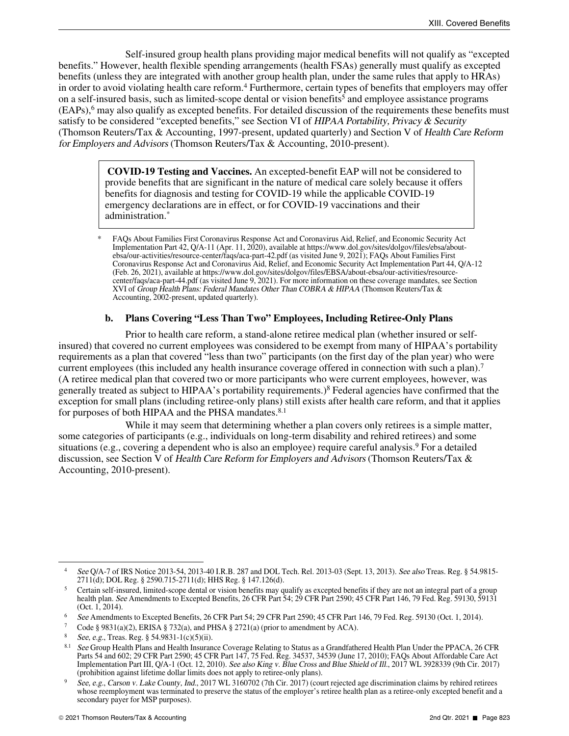Self-insured group health plans providing major medical benefits will not qualify as "excepted benefits." However, health flexible spending arrangements (health FSAs) generally must qualify as excepted benefits (unless they are integrated with another group health plan, under the same rules that apply to HRAs) in order to avoid violating health care reform.[4] Furthermore, certain types of benefits that employers may offer on a self-insured basis, such as limited-scope dental or vision benefits[5] and employee assistance programs (EAPs),[6] may also qualify as excepted benefits. For detailed discussion of the requirements these benefits must satisfy to be considered "excepted benefits," see Section VI of *HIPAA Portability, Privacy & Security* (Thomson Reuters/Tax & Accounting, 1997-present, updated quarterly) and Section V of *Health Care Reform for Employers and Advisors* (Thomson Reuters/Tax & Accounting, 2010-present).

> **COVID-19 Testing and Vaccines.** An excepted-benefit EAP will not be considered to provide benefits that are significant in the nature of medical care solely because it offers benefits for diagnosis and testing for COVID-19 while the applicable COVID-19 emergency declarations are in effect, or for COVID-19 vaccinations and their administration.[*]

[*] FAQs About Families First Coronavirus Response Act and Coronavirus Aid, Relief, and Economic Security Act Implementation Part 42, Q/A-11 (Apr. 11, 2020), available at https://www.dol.gov/sites/dolgov/files/ebsa/about-ebsa/our-activities/resource-center/faqs/aca-part-42.pdf (as visited June 9, 2021); FAQs About Families First Coronavirus Response Act and Coronavirus Aid, Relief, and Economic Security Act Implementation Part 44, Q/A-12 (Feb. 26, 2021), available at https://www.dol.gov/sites/dolgov/files/EBSA/about-ebsa/our-activities/resource-center/faqs/aca-part-44.pdf (as visited June 9, 2021). For more information on these coverage mandates, see Section XVI of *Group Health Plans: Federal Mandates Other Than COBRA & HIPAA* (Thomson Reuters/Tax & Accounting, 2002-present, updated quarterly).

#### b. Plans Covering "Less Than Two" Employees, Including Retiree-Only Plans

Prior to health care reform, a stand-alone retiree medical plan (whether insured or self-insured) that covered no current employees was considered to be exempt from many of HIPAA's portability requirements as a plan that covered "less than two" participants (on the first day of the plan year) who were current employees (this included any health insurance coverage offered in connection with such a plan).[7] (A retiree medical plan that covered two or more participants who were current employees, however, was generally treated as subject to HIPAA's portability requirements.)[8] Federal agencies have confirmed that the exception for small plans (including retiree-only plans) still exists after health care reform, and that it applies for purposes of both HIPAA and the PHSA mandates.[8.1]

While it may seem that determining whether a plan covers only retirees is a simple matter, some categories of participants (e.g., individuals on long-term disability and rehired retirees) and some situations (e.g., covering a dependent who is also an employee) require careful analysis.[9] For a detailed discussion, see Section V of *Health Care Reform for Employers and Advisors* (Thomson Reuters/Tax & Accounting, 2010-present).

---

[4] *See* Q/A-7 of IRS Notice 2013-54, 2013-40 I.R.B. 287 and DOL Tech. Rel. 2013-03 (Sept. 13, 2013). *See also* Treas. Reg. § 54.9815-2711(d); DOL Reg. § 2590.715-2711(d); HHS Reg. § 147.126(d).

[5] Certain self-insured, limited-scope dental or vision benefits may qualify as excepted benefits if they are not an integral part of a group health plan. *See* Amendments to Excepted Benefits, 26 CFR Part 54; 29 CFR Part 2590; 45 CFR Part 146, 79 Fed. Reg. 59130, 59131 (Oct. 1, 2014).

[6] *See* Amendments to Excepted Benefits, 26 CFR Part 54; 29 CFR Part 2590; 45 CFR Part 146, 79 Fed. Reg. 59130 (Oct. 1, 2014).

[7] Code § 9831(a)(2), ERISA § 732(a), and PHSA § 2721(a) (prior to amendment by ACA).

[8] *See, e.g.*, Treas. Reg. § 54.9831-1(c)(5)(ii).

[8.1] *See* Group Health Plans and Health Insurance Coverage Relating to Status as a Grandfathered Health Plan Under the PPACA, 26 CFR Parts 54 and 602; 29 CFR Part 2590; 45 CFR Part 147, 75 Fed. Reg. 34537, 34539 (June 17, 2010); FAQs About Affordable Care Act Implementation Part III, Q/A-1 (Oct. 12, 2010). *See also King v. Blue Cross and Blue Shield of Ill.*, 2017 WL 3928339 (9th Cir. 2017) (prohibition against lifetime dollar limits does not apply to retiree-only plans).

[9] *See, e.g., Carson v. Lake County, Ind.*, 2017 WL 3160702 (7th Cir. 2017) (court rejected age discrimination claims by rehired retirees whose reemployment was terminated to preserve the status of the employer's retiree health plan as a retiree-only excepted benefit and a secondary payer for MSP purposes).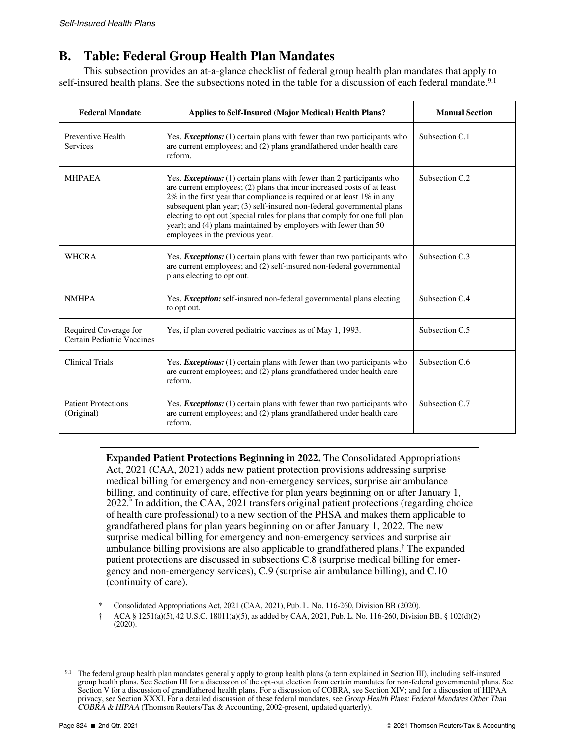## B. Table: Federal Group Health Plan Mandates

This subsection provides an at-a-glance checklist of federal group health plan mandates that apply to self-insured health plans. See the subsections noted in the table for a discussion of each federal mandate.[9.1]

| Federal Mandate | Applies to Self-Insured (Major Medical) Health Plans? | Manual Section |
|---|---|---|
| Preventive Health Services | Yes. ***Exceptions:*** (1) certain plans with fewer than two participants who are current employees; and (2) plans grandfathered under health care reform. | Subsection C.1 |
| MHPAEA | Yes. ***Exceptions:*** (1) certain plans with fewer than 2 participants who are current employees; (2) plans that incur increased costs of at least 2% in the first year that compliance is required or at least 1% in any subsequent plan year; (3) self-insured non-federal governmental plans electing to opt out (special rules for plans that comply for one full plan year); and (4) plans maintained by employers with fewer than 50 employees in the previous year. | Subsection C.2 |
| WHCRA | Yes. ***Exceptions:*** (1) certain plans with fewer than two participants who are current employees; and (2) self-insured non-federal governmental plans electing to opt out. | Subsection C.3 |
| NMHPA | Yes. ***Exception:*** self-insured non-federal governmental plans electing to opt out. | Subsection C.4 |
| Required Coverage for Certain Pediatric Vaccines | Yes, if plan covered pediatric vaccines as of May 1, 1993. | Subsection C.5 |
| Clinical Trials | Yes. ***Exceptions:*** (1) certain plans with fewer than two participants who are current employees; and (2) plans grandfathered under health care reform. | Subsection C.6 |
| Patient Protections (Original) | Yes. ***Exceptions:*** (1) certain plans with fewer than two participants who are current employees; and (2) plans grandfathered under health care reform. | Subsection C.7 |

**Expanded Patient Protections Beginning in 2022.** The Consolidated Appropriations Act, 2021 (CAA, 2021) adds new patient protection provisions addressing surprise medical billing for emergency and non-emergency services, surprise air ambulance billing, and continuity of care, effective for plan years beginning on or after January 1, 2022.[*] In addition, the CAA, 2021 transfers original patient protections (regarding choice of health care professional) to a new section of the PHSA and makes them applicable to grandfathered plans for plan years beginning on or after January 1, 2022. The new surprise medical billing for emergency and non-emergency services and surprise air ambulance billing provisions are also applicable to grandfathered plans.[†] The expanded patient protections are discussed in subsections C.8 (surprise medical billing for emergency and non-emergency services), C.9 (surprise air ambulance billing), and C.10 (continuity of care).

\* Consolidated Appropriations Act, 2021 (CAA, 2021), Pub. L. No. 116-260, Division BB (2020).

† ACA § 1251(a)(5), 42 U.S.C. 18011(a)(5), as added by CAA, 2021, Pub. L. No. 116-260, Division BB, § 102(d)(2) (2020).

---

[9.1] The federal group health plan mandates generally apply to group health plans (a term explained in Section III), including self-insured group health plans. See Section III for a discussion of the opt-out election from certain mandates for non-federal governmental plans. See Section V for a discussion of grandfathered health plans. For a discussion of COBRA, see Section XIV; and for a discussion of HIPAA privacy, see Section XXXI. For a detailed discussion of these federal mandates, see *Group Health Plans: Federal Mandates Other Than COBRA & HIPAA* (Thomson Reuters/Tax & Accounting, 2002-present, updated quarterly).